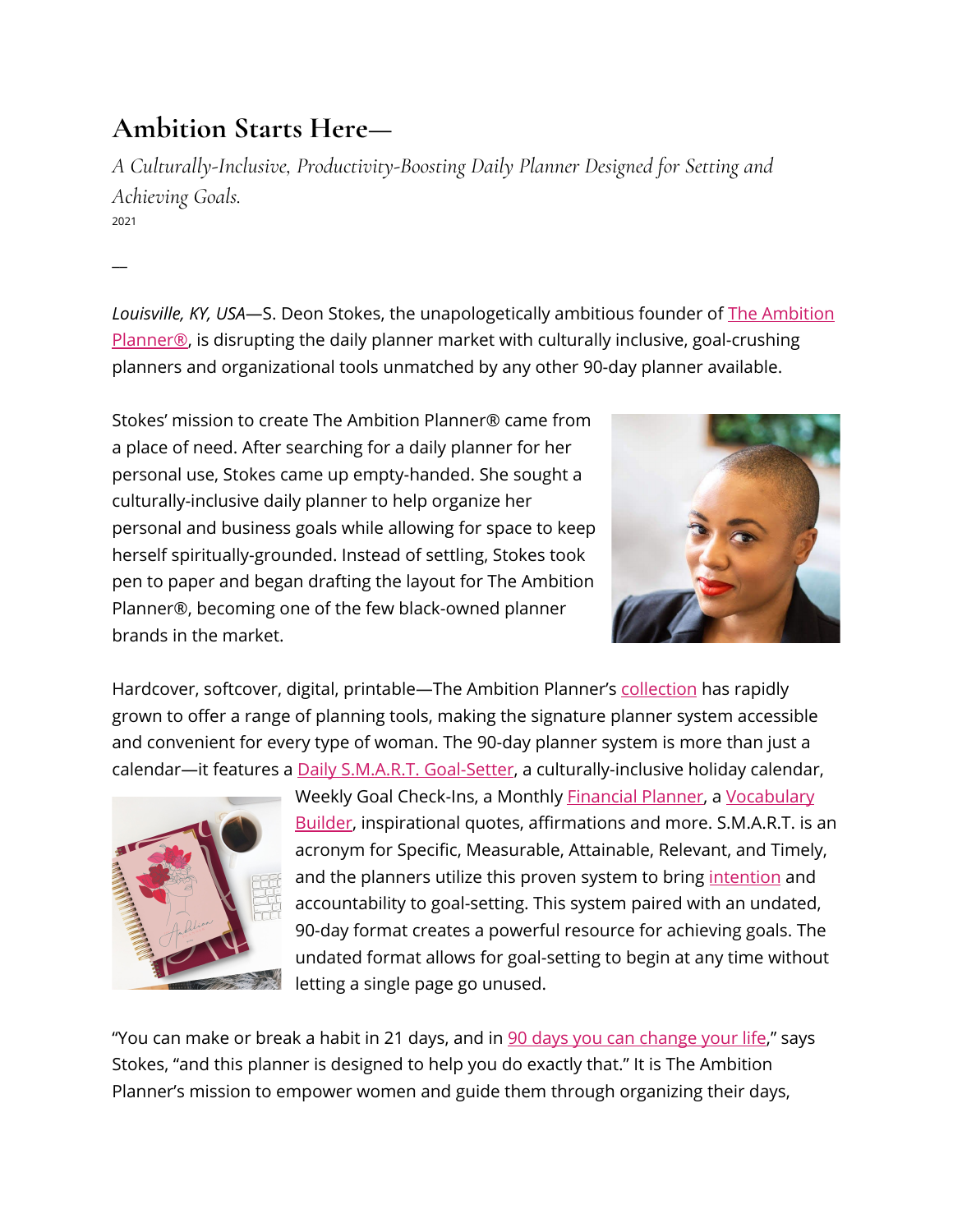# Ambition Starts Here—

*A Culturally-Inclusive, Productivity-Boosting Daily Planner Designed for Setting and Achieving Goals.*

2021

—

*Louisville, KY, USA*—S. Deon Stokes, the unapologetically ambitious founder of The Ambition Planner®, is disrupting the daily planner market with culturally inclusive, goal-crushing planners and organizational tools unmatched by any other 90-day planner available.

Stokes' mission to create The Ambition Planner® came from a place of need. After searching for a daily planner for her personal use, Stokes came up empty-handed. She sought a culturally-inclusive daily planner to help organize her personal and business goals while allowing for space to keep herself spiritually-grounded. Instead of settling, Stokes took pen to paper and began drafting the layout for The Ambition Planner®, becoming one of the few black-owned planner brands in the market.

Hardcover, softcover, digital, printable—The Ambition Planner's collection has rapidly grown to offer a range of planning tools, making the signature planner system accessible and convenient for every type of woman. The 90-day planner system is more than just a calendar—it features a Daily S.M.A.R.T. Goal-Setter, a culturally-inclusive holiday calendar, Weekly Goal Check-Ins, a Monthly Financial Planner, a Vocabulary Builder, inspirational quotes, affirmations and more. S.M.A.R.T. is an acronym for Specific, Measurable, Attainable, Relevant, and Timely, and the planners utilize this proven system to bring intention and accountability to goal-setting. This system paired with an undated, 90-day format creates a powerful resource for achieving goals. The undated format allows for goal-setting to begin at any time without letting a single page go unused.

"You can make or break a habit in 21 days, and in 90 days you can change your life," says Stokes, "and this planner is designed to help you do exactly that." It is The Ambition Planner's mission to empower women and guide them through organizing their days,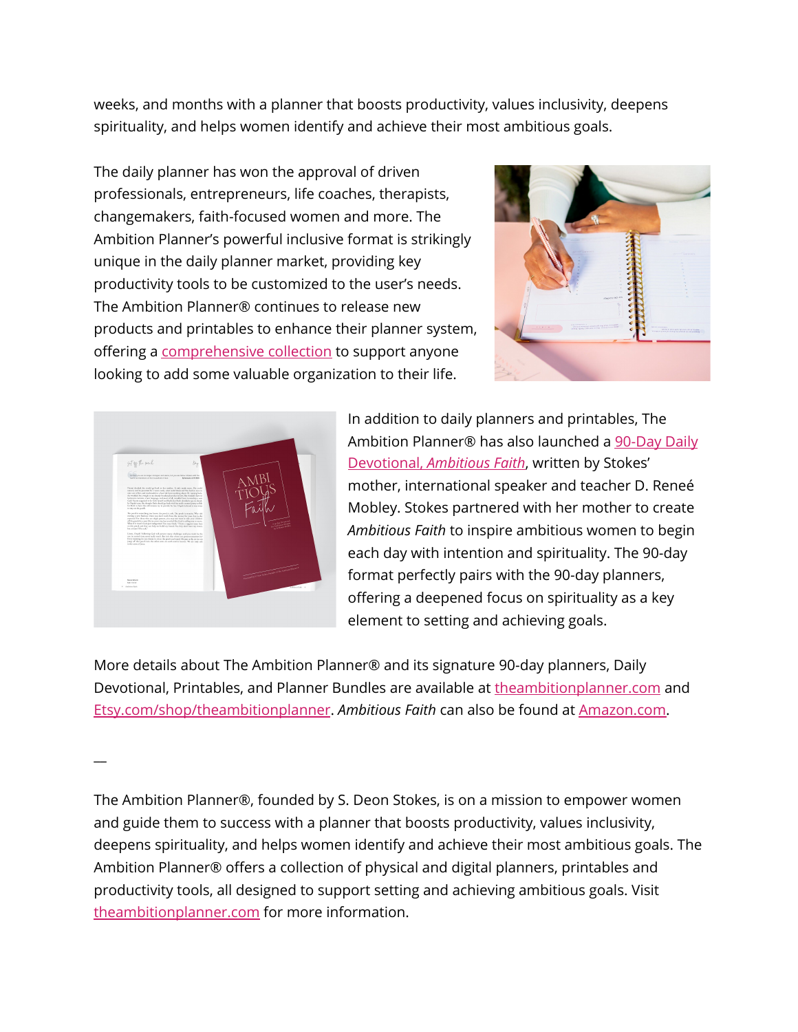weeks, and months with a planner that boosts productivity, values inclusivity, deepens spirituality, and helps women identify and achieve their most ambitious goals.

The daily planner has won the approval of driven professionals, entrepreneurs, life coaches, therapists, changemakers, faith-focused women and more. The Ambition Planner's powerful inclusive format is strikingly unique in the daily planner market, providing key productivity tools to be customized to the user's needs. The Ambition Planner® continues to release new products and printables to enhance their planner system, offering a comprehensive collection to support anyone looking to add some valuable organization to their life.

In addition to daily planners and printables, The Ambition Planner® has also launched a 90-Day Daily Devotional, *Ambitious Faith*, written by Stokes' mother, international speaker and teacher D. Reneé Mobley. Stokes partnered with her mother to create *Ambitious Faith* to inspire ambitious women to begin each day with intention and spirituality. The 90-day format perfectly pairs with the 90-day planners, offering a deepened focus on spirituality as a key element to setting and achieving goals.

More details about The Ambition Planner® and its signature 90-day planners, Daily Devotional, Printables, and Planner Bundles are available at theambitionplanner.com and Etsy.com/shop/theambitionplanner. *Ambitious Faith* can also be found at Amazon.com.

—

The Ambition Planner®, founded by S. Deon Stokes, is on a mission to empower women and guide them to success with a planner that boosts productivity, values inclusivity, deepens spirituality, and helps women identify and achieve their most ambitious goals. The Ambition Planner® offers a collection of physical and digital planners, printables and productivity tools, all designed to support setting and achieving ambitious goals. Visit theambitionplanner.com for more information.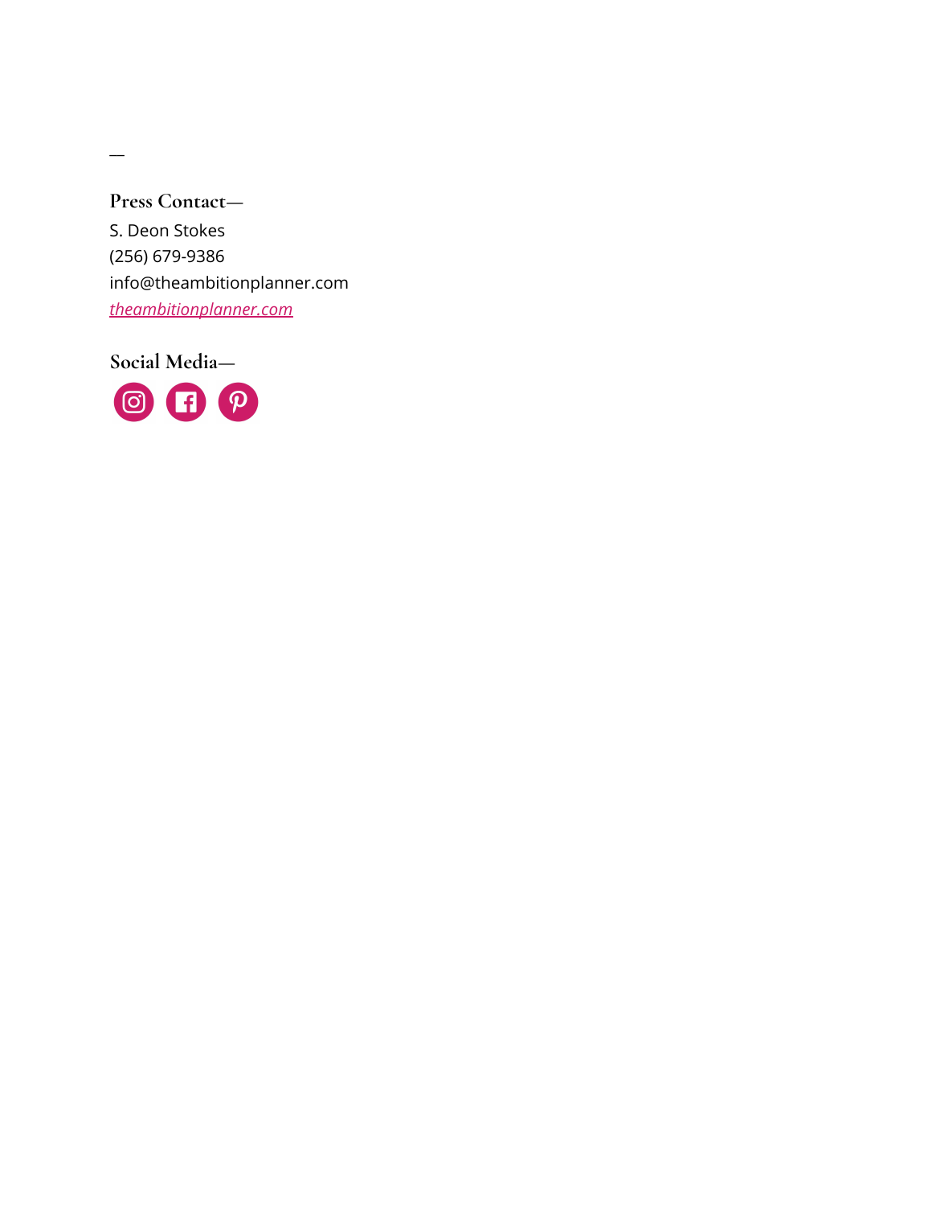—

**Press Contact—**

S. Deon Stokes
(256) 679-9386
info@theambitionplanner.com
*theambitionplanner.com*

**Social Media—**